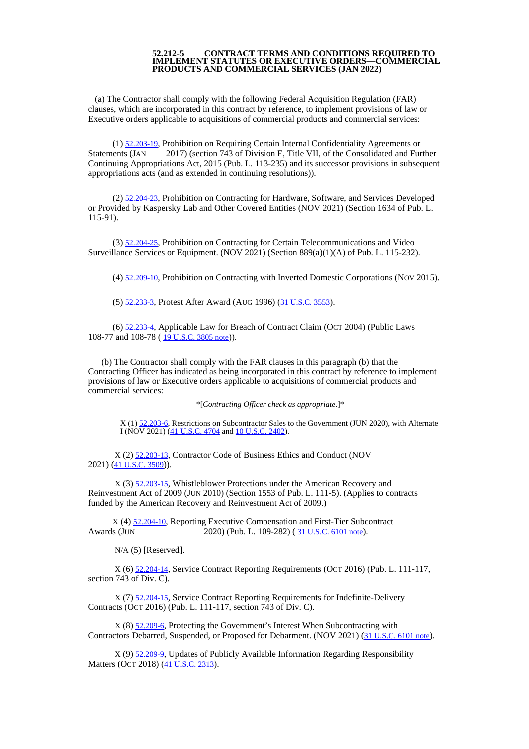# 52.212-5 CONTRACT TERMS AND CONDITIONS REQUIRED TO IMPLEMENT STATUTES OR EXECUTIVE ORDERS—COMMERCIAL PRODUCTS AND COMMERCIAL SERVICES (JAN 2022)

(a) The Contractor shall comply with the following Federal Acquisition Regulation (FAR) clauses, which are incorporated in this contract by reference, to implement provisions of law or Executive orders applicable to acquisitions of commercial products and commercial services:

(1) 52.203-19, Prohibition on Requiring Certain Internal Confidentiality Agreements or Statements (JAN 2017) (section 743 of Division E, Title VII, of the Consolidated and Further Continuing Appropriations Act, 2015 (Pub. L. 113-235) and its successor provisions in subsequent appropriations acts (and as extended in continuing resolutions)).

(2) 52.204-23, Prohibition on Contracting for Hardware, Software, and Services Developed or Provided by Kaspersky Lab and Other Covered Entities (NOV 2021) (Section 1634 of Pub. L. 115-91).

(3) 52.204-25, Prohibition on Contracting for Certain Telecommunications and Video Surveillance Services or Equipment. (NOV 2021) (Section 889(a)(1)(A) of Pub. L. 115-232).

(4) 52.209-10, Prohibition on Contracting with Inverted Domestic Corporations (NOV 2015).

(5) 52.233-3, Protest After Award (AUG 1996) (31 U.S.C. 3553).

(6) 52.233-4, Applicable Law for Breach of Contract Claim (OCT 2004) (Public Laws 108-77 and 108-78 ( 19 U.S.C. 3805 note)).

(b) The Contractor shall comply with the FAR clauses in this paragraph (b) that the Contracting Officer has indicated as being incorporated in this contract by reference to implement provisions of law or Executive orders applicable to acquisitions of commercial products and commercial services:

*[*Contracting Officer check as appropriate*.]*

X (1) 52.203-6, Restrictions on Subcontractor Sales to the Government (JUN 2020), with Alternate I (NOV 2021) (41 U.S.C. 4704 and 10 U.S.C. 2402).

X (2) 52.203-13, Contractor Code of Business Ethics and Conduct (NOV 2021) (41 U.S.C. 3509)).

X (3) 52.203-15, Whistleblower Protections under the American Recovery and Reinvestment Act of 2009 (JUN 2010) (Section 1553 of Pub. L. 111-5). (Applies to contracts funded by the American Recovery and Reinvestment Act of 2009.)

X (4) 52.204-10, Reporting Executive Compensation and First-Tier Subcontract Awards (JUN 2020) (Pub. L. 109-282) ( 31 U.S.C. 6101 note).

N/A (5) [Reserved].

X (6) 52.204-14, Service Contract Reporting Requirements (OCT 2016) (Pub. L. 111-117, section 743 of Div. C).

X (7) 52.204-15, Service Contract Reporting Requirements for Indefinite-Delivery Contracts (OCT 2016) (Pub. L. 111-117, section 743 of Div. C).

X (8) 52.209-6, Protecting the Government's Interest When Subcontracting with Contractors Debarred, Suspended, or Proposed for Debarment. (NOV 2021) (31 U.S.C. 6101 note).

X (9) 52.209-9, Updates of Publicly Available Information Regarding Responsibility Matters (OCT 2018) (41 U.S.C. 2313).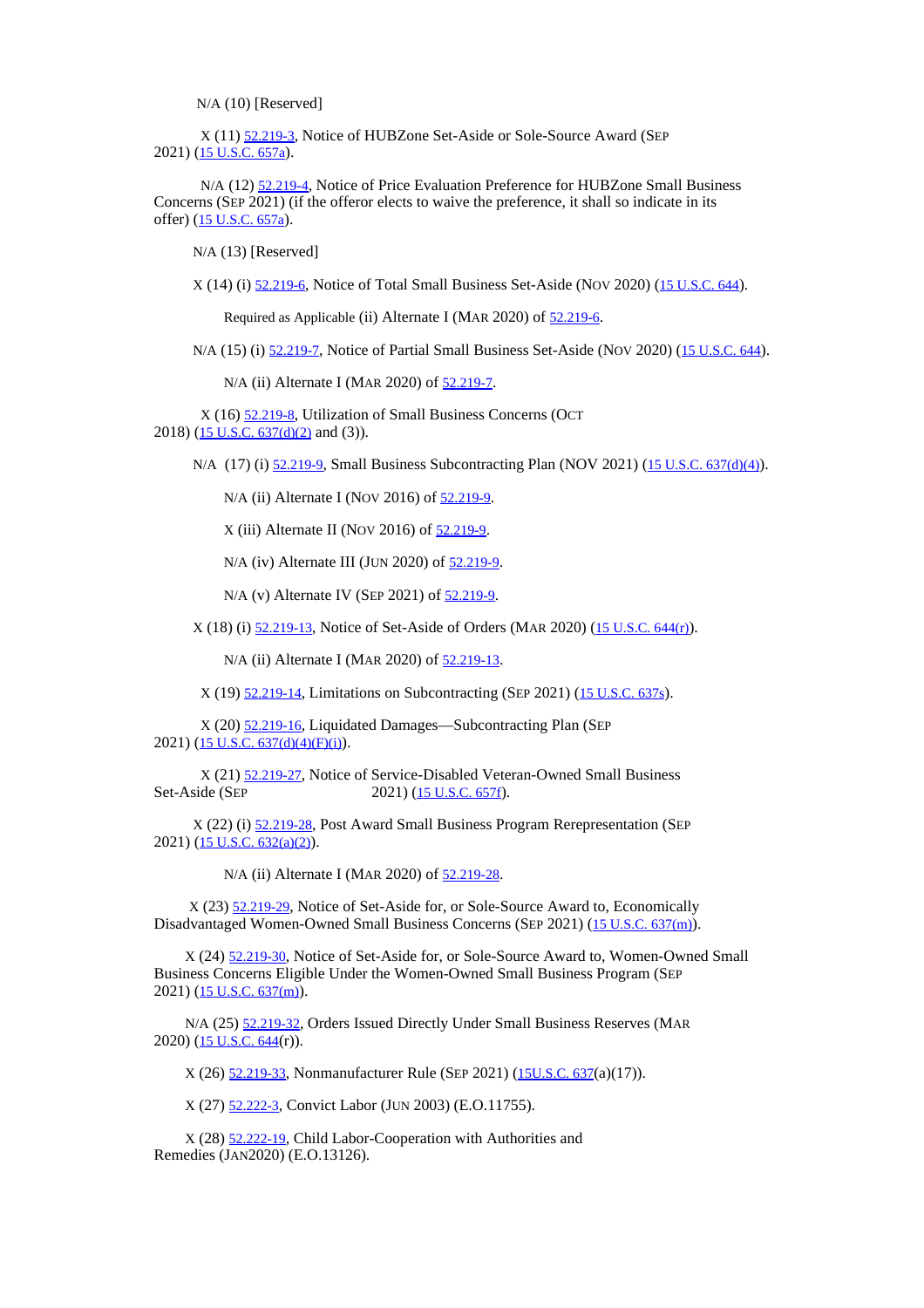N/A (10) [Reserved]

X (11) 52.219-3, Notice of HUBZone Set-Aside or Sole-Source Award (SEP 2021) (15 U.S.C. 657a).

N/A (12) 52.219-4, Notice of Price Evaluation Preference for HUBZone Small Business Concerns (SEP 2021) (if the offeror elects to waive the preference, it shall so indicate in its offer) (15 U.S.C. 657a).

N/A (13) [Reserved]

X (14) (i) 52.219-6, Notice of Total Small Business Set-Aside (NOV 2020) (15 U.S.C. 644).

Required as Applicable (ii) Alternate I (MAR 2020) of 52.219-6.

N/A (15) (i) 52.219-7, Notice of Partial Small Business Set-Aside (NOV 2020) (15 U.S.C. 644).

N/A (ii) Alternate I (MAR 2020) of 52.219-7.

X (16) 52.219-8, Utilization of Small Business Concerns (OCT 2018) (15 U.S.C. 637(d)(2) and (3)).

N/A (17) (i) 52.219-9, Small Business Subcontracting Plan (NOV 2021) (15 U.S.C. 637(d)(4)).

N/A (ii) Alternate I (NOV 2016) of 52.219-9.

X (iii) Alternate II (NOV 2016) of 52.219-9.

N/A (iv) Alternate III (JUN 2020) of 52.219-9.

N/A (v) Alternate IV (SEP 2021) of 52.219-9.

X (18) (i) 52.219-13, Notice of Set-Aside of Orders (MAR 2020) (15 U.S.C. 644(r)).

N/A (ii) Alternate I (MAR 2020) of 52.219-13.

X (19) 52.219-14, Limitations on Subcontracting (SEP 2021) (15 U.S.C. 637s).

X (20) 52.219-16, Liquidated Damages—Subcontracting Plan (SEP 2021) (15 U.S.C. 637(d)(4)(F)(i)).

X (21) 52.219-27, Notice of Service-Disabled Veteran-Owned Small Business Set-Aside (SEP 2021) (15 U.S.C. 657f).

X (22) (i) 52.219-28, Post Award Small Business Program Rerepresentation (SEP 2021) (15 U.S.C. 632(a)(2)).

N/A (ii) Alternate I (MAR 2020) of 52.219-28.

X (23) 52.219-29, Notice of Set-Aside for, or Sole-Source Award to, Economically Disadvantaged Women-Owned Small Business Concerns (SEP 2021) (15 U.S.C. 637(m)).

X (24) 52.219-30, Notice of Set-Aside for, or Sole-Source Award to, Women-Owned Small Business Concerns Eligible Under the Women-Owned Small Business Program (SEP 2021) (15 U.S.C. 637(m)).

N/A (25) 52.219-32, Orders Issued Directly Under Small Business Reserves (MAR 2020) (15 U.S.C. 644(r)).

X (26) 52.219-33, Nonmanufacturer Rule (SEP 2021) (15U.S.C. 637(a)(17)).

X (27) 52.222-3, Convict Labor (JUN 2003) (E.O.11755).

X (28) 52.222-19, Child Labor-Cooperation with Authorities and Remedies (JAN2020) (E.O.13126).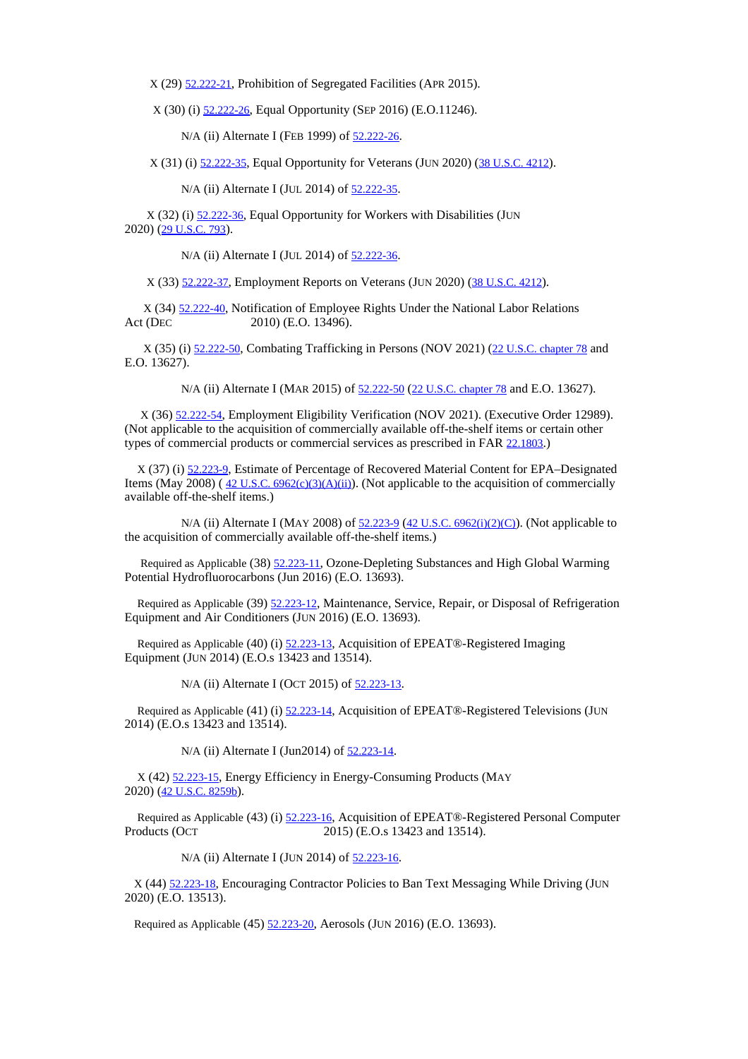X (29) 52.222-21, Prohibition of Segregated Facilities (APR 2015).

X (30) (i) 52.222-26, Equal Opportunity (SEP 2016) (E.O.11246).

N/A (ii) Alternate I (FEB 1999) of 52.222-26.

X (31) (i) 52.222-35, Equal Opportunity for Veterans (JUN 2020) (38 U.S.C. 4212).

N/A (ii) Alternate I (JUL 2014) of 52.222-35.

X (32) (i) 52.222-36, Equal Opportunity for Workers with Disabilities (JUN 2020) (29 U.S.C. 793).

N/A (ii) Alternate I (JUL 2014) of 52.222-36.

X (33) 52.222-37, Employment Reports on Veterans (JUN 2020) (38 U.S.C. 4212).

X (34) 52.222-40, Notification of Employee Rights Under the National Labor Relations Act (DEC 2010) (E.O. 13496).

X (35) (i) 52.222-50, Combating Trafficking in Persons (NOV 2021) (22 U.S.C. chapter 78 and E.O. 13627).

N/A (ii) Alternate I (MAR 2015) of 52.222-50 (22 U.S.C. chapter 78 and E.O. 13627).

X (36) 52.222-54, Employment Eligibility Verification (NOV 2021). (Executive Order 12989). (Not applicable to the acquisition of commercially available off-the-shelf items or certain other types of commercial products or commercial services as prescribed in FAR 22.1803.)

X (37) (i) 52.223-9, Estimate of Percentage of Recovered Material Content for EPA–Designated Items (May 2008) ( 42 U.S.C. 6962(c)(3)(A)(ii)). (Not applicable to the acquisition of commercially available off-the-shelf items.)

N/A (ii) Alternate I (MAY 2008) of 52.223-9 (42 U.S.C. 6962(i)(2)(C)). (Not applicable to the acquisition of commercially available off-the-shelf items.)

Required as Applicable (38) 52.223-11, Ozone-Depleting Substances and High Global Warming Potential Hydrofluorocarbons (Jun 2016) (E.O. 13693).

Required as Applicable (39) 52.223-12, Maintenance, Service, Repair, or Disposal of Refrigeration Equipment and Air Conditioners (JUN 2016) (E.O. 13693).

Required as Applicable (40) (i) 52.223-13, Acquisition of EPEAT®-Registered Imaging Equipment (JUN 2014) (E.O.s 13423 and 13514).

N/A (ii) Alternate I (OCT 2015) of 52.223-13.

Required as Applicable (41) (i) 52.223-14, Acquisition of EPEAT®-Registered Televisions (JUN 2014) (E.O.s 13423 and 13514).

N/A (ii) Alternate I (Jun2014) of 52.223-14.

X (42) 52.223-15, Energy Efficiency in Energy-Consuming Products (MAY 2020) (42 U.S.C. 8259b).

Required as Applicable (43) (i) 52.223-16, Acquisition of EPEAT®-Registered Personal Computer Products (OCT 2015) (E.O.s 13423 and 13514).

N/A (ii) Alternate I (JUN 2014) of 52.223-16.

X (44) 52.223-18, Encouraging Contractor Policies to Ban Text Messaging While Driving (JUN 2020) (E.O. 13513).

Required as Applicable (45) 52.223-20, Aerosols (JUN 2016) (E.O. 13693).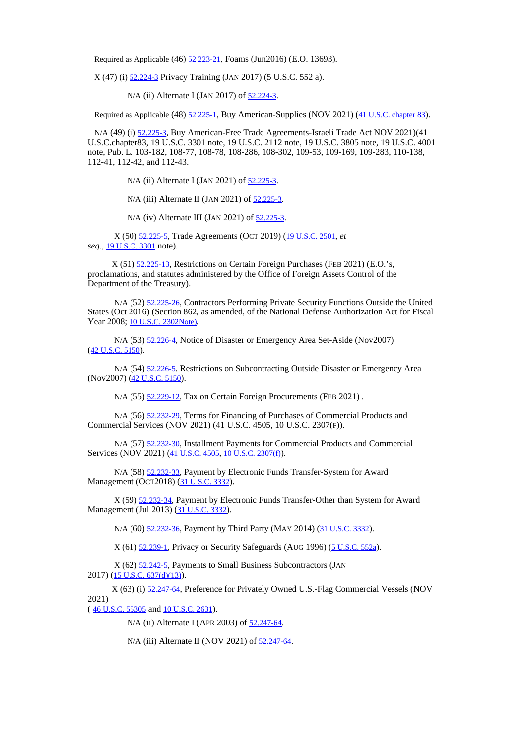Required as Applicable (46) 52.223-21, Foams (Jun2016) (E.O. 13693).

X (47) (i) 52.224-3 Privacy Training (JAN 2017) (5 U.S.C. 552 a).

N/A (ii) Alternate I (JAN 2017) of 52.224-3.

Required as Applicable (48) 52.225-1, Buy American-Supplies (NOV 2021) (41 U.S.C. chapter 83).

N/A (49) (i) 52.225-3, Buy American-Free Trade Agreements-Israeli Trade Act NOV 2021)(41 U.S.C.chapter83, 19 U.S.C. 3301 note, 19 U.S.C. 2112 note, 19 U.S.C. 3805 note, 19 U.S.C. 4001 note, Pub. L. 103-182, 108-77, 108-78, 108-286, 108-302, 109-53, 109-169, 109-283, 110-138, 112-41, 112-42, and 112-43.

N/A (ii) Alternate I (JAN 2021) of 52.225-3.

N/A (iii) Alternate II (JAN 2021) of 52.225-3.

N/A (iv) Alternate III (JAN 2021) of 52.225-3.

X (50) 52.225-5, Trade Agreements (OCT 2019) (19 U.S.C. 2501, *et seq*., 19 U.S.C. 3301 note).

X (51) 52.225-13, Restrictions on Certain Foreign Purchases (FEB 2021) (E.O.'s, proclamations, and statutes administered by the Office of Foreign Assets Control of the Department of the Treasury).

N/A (52) 52.225-26, Contractors Performing Private Security Functions Outside the United States (Oct 2016) (Section 862, as amended, of the National Defense Authorization Act for Fiscal Year 2008; 10 U.S.C. 2302Note).

N/A (53) 52.226-4, Notice of Disaster or Emergency Area Set-Aside (Nov2007) (42 U.S.C. 5150).

N/A (54) 52.226-5, Restrictions on Subcontracting Outside Disaster or Emergency Area (Nov2007) (42 U.S.C. 5150).

N/A (55) 52.229-12, Tax on Certain Foreign Procurements (FEB 2021) .

N/A (56) 52.232-29, Terms for Financing of Purchases of Commercial Products and Commercial Services (NOV 2021) (41 U.S.C. 4505, 10 U.S.C. 2307(F)).

N/A (57) 52.232-30, Installment Payments for Commercial Products and Commercial Services (NOV 2021) (41 U.S.C. 4505, 10 U.S.C. 2307(f)).

N/A (58) 52.232-33, Payment by Electronic Funds Transfer-System for Award Management (OCT2018) (31 U.S.C. 3332).

X (59) 52.232-34, Payment by Electronic Funds Transfer-Other than System for Award Management (Jul 2013) (31 U.S.C. 3332).

N/A (60) 52.232-36, Payment by Third Party (MAY 2014) (31 U.S.C. 3332).

X (61) 52.239-1, Privacy or Security Safeguards (AUG 1996) (5 U.S.C. 552a).

X (62) 52.242-5, Payments to Small Business Subcontractors (JAN 2017) (15 U.S.C. 637(d)(13)).

X (63) (i) 52.247-64, Preference for Privately Owned U.S.-Flag Commercial Vessels (NOV 2021) ( 46 U.S.C. 55305 and 10 U.S.C. 2631).

N/A (ii) Alternate I (APR 2003) of 52.247-64.

N/A (iii) Alternate II (NOV 2021) of 52.247-64.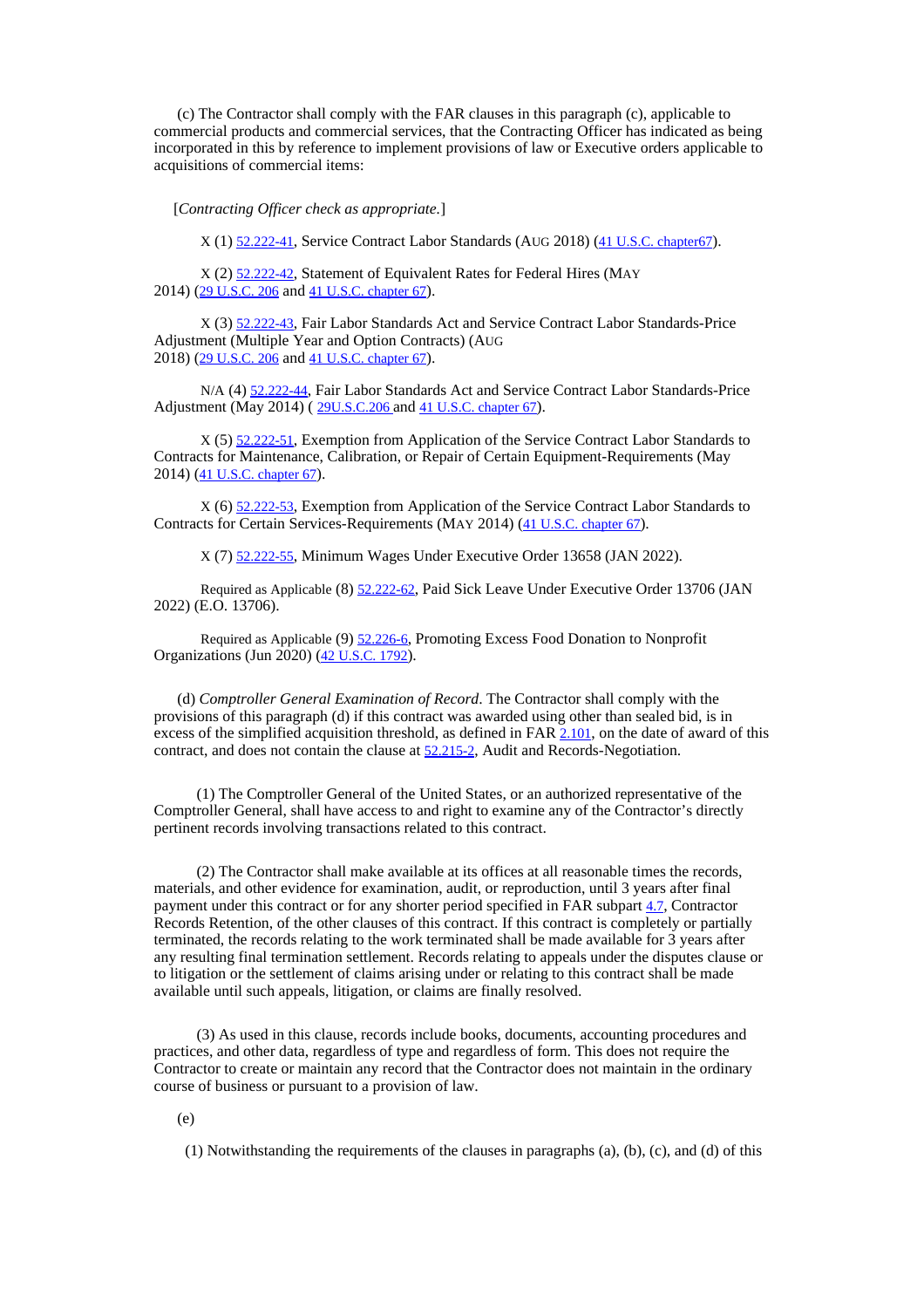(c) The Contractor shall comply with the FAR clauses in this paragraph (c), applicable to commercial products and commercial services, that the Contracting Officer has indicated as being incorporated in this by reference to implement provisions of law or Executive orders applicable to acquisitions of commercial items:

[*Contracting Officer check as appropriate.*]

X (1) 52.222-41, Service Contract Labor Standards (AUG 2018) (41 U.S.C. chapter67).

X (2) 52.222-42, Statement of Equivalent Rates for Federal Hires (MAY 2014) (29 U.S.C. 206 and 41 U.S.C. chapter 67).

X (3) 52.222-43, Fair Labor Standards Act and Service Contract Labor Standards-Price Adjustment (Multiple Year and Option Contracts) (AUG 2018) (29 U.S.C. 206 and 41 U.S.C. chapter 67).

N/A (4) 52.222-44, Fair Labor Standards Act and Service Contract Labor Standards-Price Adjustment (May 2014) ( 29U.S.C.206 and 41 U.S.C. chapter 67).

X (5) 52.222-51, Exemption from Application of the Service Contract Labor Standards to Contracts for Maintenance, Calibration, or Repair of Certain Equipment-Requirements (May 2014) (41 U.S.C. chapter 67).

X (6) 52.222-53, Exemption from Application of the Service Contract Labor Standards to Contracts for Certain Services-Requirements (MAY 2014) (41 U.S.C. chapter 67).

X (7) 52.222-55, Minimum Wages Under Executive Order 13658 (JAN 2022).

Required as Applicable (8) 52.222-62, Paid Sick Leave Under Executive Order 13706 (JAN 2022) (E.O. 13706).

Required as Applicable (9) 52.226-6, Promoting Excess Food Donation to Nonprofit Organizations (Jun 2020) (42 U.S.C. 1792).

(d) *Comptroller General Examination of Record*. The Contractor shall comply with the provisions of this paragraph (d) if this contract was awarded using other than sealed bid, is in excess of the simplified acquisition threshold, as defined in FAR 2.101, on the date of award of this contract, and does not contain the clause at 52.215-2, Audit and Records-Negotiation.

(1) The Comptroller General of the United States, or an authorized representative of the Comptroller General, shall have access to and right to examine any of the Contractor's directly pertinent records involving transactions related to this contract.

(2) The Contractor shall make available at its offices at all reasonable times the records, materials, and other evidence for examination, audit, or reproduction, until 3 years after final payment under this contract or for any shorter period specified in FAR subpart 4.7, Contractor Records Retention, of the other clauses of this contract. If this contract is completely or partially terminated, the records relating to the work terminated shall be made available for 3 years after any resulting final termination settlement. Records relating to appeals under the disputes clause or to litigation or the settlement of claims arising under or relating to this contract shall be made available until such appeals, litigation, or claims are finally resolved.

(3) As used in this clause, records include books, documents, accounting procedures and practices, and other data, regardless of type and regardless of form. This does not require the Contractor to create or maintain any record that the Contractor does not maintain in the ordinary course of business or pursuant to a provision of law.

(e)

(1) Notwithstanding the requirements of the clauses in paragraphs (a), (b), (c), and (d) of this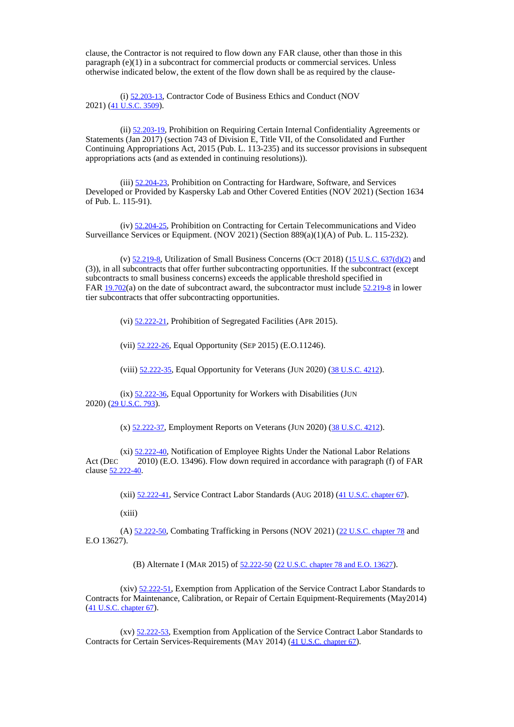clause, the Contractor is not required to flow down any FAR clause, other than those in this paragraph (e)(1) in a subcontract for commercial products or commercial services. Unless otherwise indicated below, the extent of the flow down shall be as required by the clause-

(i) 52.203-13, Contractor Code of Business Ethics and Conduct (NOV 2021) (41 U.S.C. 3509).

(ii) 52.203-19, Prohibition on Requiring Certain Internal Confidentiality Agreements or Statements (Jan 2017) (section 743 of Division E, Title VII, of the Consolidated and Further Continuing Appropriations Act, 2015 (Pub. L. 113-235) and its successor provisions in subsequent appropriations acts (and as extended in continuing resolutions)).

(iii) 52.204-23, Prohibition on Contracting for Hardware, Software, and Services Developed or Provided by Kaspersky Lab and Other Covered Entities (NOV 2021) (Section 1634 of Pub. L. 115-91).

(iv) 52.204-25, Prohibition on Contracting for Certain Telecommunications and Video Surveillance Services or Equipment. (NOV 2021) (Section 889(a)(1)(A) of Pub. L. 115-232).

(v) 52.219-8, Utilization of Small Business Concerns (OCT 2018) (15 U.S.C. 637(d)(2) and (3)), in all subcontracts that offer further subcontracting opportunities. If the subcontract (except subcontracts to small business concerns) exceeds the applicable threshold specified in FAR 19.702(a) on the date of subcontract award, the subcontractor must include 52.219-8 in lower tier subcontracts that offer subcontracting opportunities.

(vi) 52.222-21, Prohibition of Segregated Facilities (APR 2015).

(vii) 52.222-26, Equal Opportunity (SEP 2015) (E.O.11246).

(viii) 52.222-35, Equal Opportunity for Veterans (JUN 2020) (38 U.S.C. 4212).

(ix) 52.222-36, Equal Opportunity for Workers with Disabilities (JUN 2020) (29 U.S.C. 793).

(x) 52.222-37, Employment Reports on Veterans (JUN 2020) (38 U.S.C. 4212).

(xi) 52.222-40, Notification of Employee Rights Under the National Labor Relations Act (DEC 2010) (E.O. 13496). Flow down required in accordance with paragraph (f) of FAR clause 52.222-40.

(xii) 52.222-41, Service Contract Labor Standards (AUG 2018) (41 U.S.C. chapter 67).

(xiii)

(A) 52.222-50, Combating Trafficking in Persons (NOV 2021) (22 U.S.C. chapter 78 and E.O 13627).

(B) Alternate I (MAR 2015) of 52.222-50 (22 U.S.C. chapter 78 and E.O. 13627).

(xiv) 52.222-51, Exemption from Application of the Service Contract Labor Standards to Contracts for Maintenance, Calibration, or Repair of Certain Equipment-Requirements (May2014) (41 U.S.C. chapter 67).

(xv) 52.222-53, Exemption from Application of the Service Contract Labor Standards to Contracts for Certain Services-Requirements (MAY 2014) (41 U.S.C. chapter 67).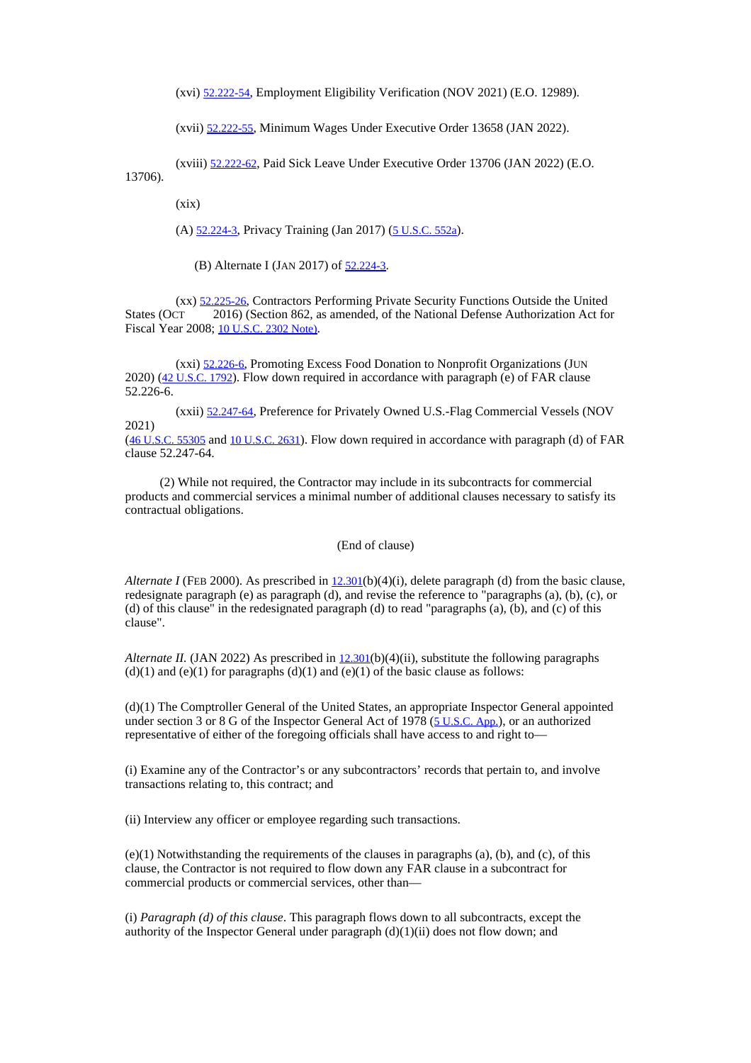(xvi) 52.222-54, Employment Eligibility Verification (NOV 2021) (E.O. 12989).

(xvii) 52.222-55, Minimum Wages Under Executive Order 13658 (JAN 2022).

(xviii) 52.222-62, Paid Sick Leave Under Executive Order 13706 (JAN 2022) (E.O. 13706).

(xix)

(A) 52.224-3, Privacy Training (Jan 2017) (5 U.S.C. 552a).

(B) Alternate I (JAN 2017) of 52.224-3.

(xx) 52.225-26, Contractors Performing Private Security Functions Outside the United States (OCT 2016) (Section 862, as amended, of the National Defense Authorization Act for Fiscal Year 2008; 10 U.S.C. 2302 Note).

(xxi) 52.226-6, Promoting Excess Food Donation to Nonprofit Organizations (JUN 2020) (42 U.S.C. 1792). Flow down required in accordance with paragraph (e) of FAR clause 52.226-6.

(xxii) 52.247-64, Preference for Privately Owned U.S.-Flag Commercial Vessels (NOV 2021) (46 U.S.C. 55305 and 10 U.S.C. 2631). Flow down required in accordance with paragraph (d) of FAR clause 52.247-64.

(2) While not required, the Contractor may include in its subcontracts for commercial products and commercial services a minimal number of additional clauses necessary to satisfy its contractual obligations.

(End of clause)

*Alternate I* (FEB 2000). As prescribed in 12.301(b)(4)(i), delete paragraph (d) from the basic clause, redesignate paragraph (e) as paragraph (d), and revise the reference to "paragraphs (a), (b), (c), or (d) of this clause" in the redesignated paragraph (d) to read "paragraphs (a), (b), and (c) of this clause".

*Alternate II.* (JAN 2022) As prescribed in 12.301(b)(4)(ii), substitute the following paragraphs (d)(1) and (e)(1) for paragraphs (d)(1) and (e)(1) of the basic clause as follows:

(d)(1) The Comptroller General of the United States, an appropriate Inspector General appointed under section 3 or 8 G of the Inspector General Act of 1978 (5 U.S.C. App.), or an authorized representative of either of the foregoing officials shall have access to and right to—

(i) Examine any of the Contractor's or any subcontractors' records that pertain to, and involve transactions relating to, this contract; and

(ii) Interview any officer or employee regarding such transactions.

(e)(1) Notwithstanding the requirements of the clauses in paragraphs (a), (b), and (c), of this clause, the Contractor is not required to flow down any FAR clause in a subcontract for commercial products or commercial services, other than—

(i) *Paragraph (d) of this clause*. This paragraph flows down to all subcontracts, except the authority of the Inspector General under paragraph (d)(1)(ii) does not flow down; and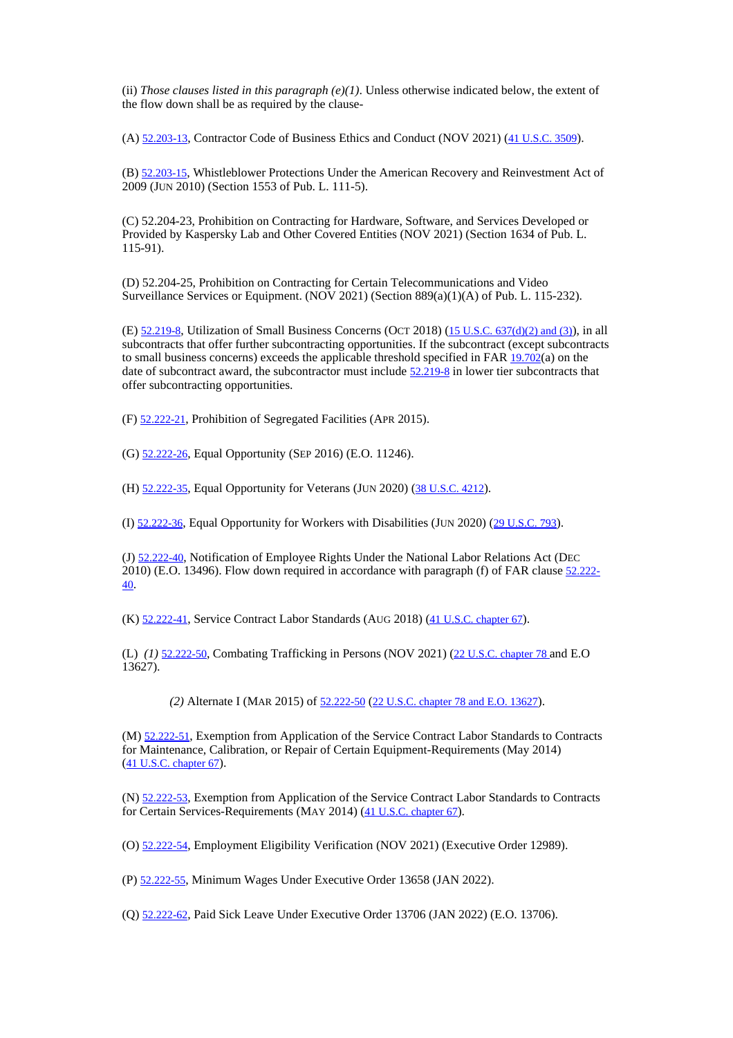(ii) *Those clauses listed in this paragraph (e)(1)*. Unless otherwise indicated below, the extent of the flow down shall be as required by the clause-

(A) 52.203-13, Contractor Code of Business Ethics and Conduct (NOV 2021) (41 U.S.C. 3509).

(B) 52.203-15, Whistleblower Protections Under the American Recovery and Reinvestment Act of 2009 (JUN 2010) (Section 1553 of Pub. L. 111-5).

(C) 52.204-23, Prohibition on Contracting for Hardware, Software, and Services Developed or Provided by Kaspersky Lab and Other Covered Entities (NOV 2021) (Section 1634 of Pub. L. 115-91).

(D) 52.204-25, Prohibition on Contracting for Certain Telecommunications and Video Surveillance Services or Equipment. (NOV 2021) (Section 889(a)(1)(A) of Pub. L. 115-232).

(E) 52.219-8, Utilization of Small Business Concerns (OCT 2018) (15 U.S.C. 637(d)(2) and (3)), in all subcontracts that offer further subcontracting opportunities. If the subcontract (except subcontracts to small business concerns) exceeds the applicable threshold specified in FAR 19.702(a) on the date of subcontract award, the subcontractor must include 52.219-8 in lower tier subcontracts that offer subcontracting opportunities.

(F) 52.222-21, Prohibition of Segregated Facilities (APR 2015).

(G) 52.222-26, Equal Opportunity (SEP 2016) (E.O. 11246).

(H) 52.222-35, Equal Opportunity for Veterans (JUN 2020) (38 U.S.C. 4212).

(I) 52.222-36, Equal Opportunity for Workers with Disabilities (JUN 2020) (29 U.S.C. 793).

(J) 52.222-40, Notification of Employee Rights Under the National Labor Relations Act (DEC 2010) (E.O. 13496). Flow down required in accordance with paragraph (f) of FAR clause 52.222-40.

(K) 52.222-41, Service Contract Labor Standards (AUG 2018) (41 U.S.C. chapter 67).

(L) *(1)* 52.222-50, Combating Trafficking in Persons (NOV 2021) (22 U.S.C. chapter 78 and E.O 13627).

*(2)* Alternate I (MAR 2015) of 52.222-50 (22 U.S.C. chapter 78 and E.O. 13627).

(M) 52.222-51, Exemption from Application of the Service Contract Labor Standards to Contracts for Maintenance, Calibration, or Repair of Certain Equipment-Requirements (May 2014) (41 U.S.C. chapter 67).

(N) 52.222-53, Exemption from Application of the Service Contract Labor Standards to Contracts for Certain Services-Requirements (MAY 2014) (41 U.S.C. chapter 67).

(O) 52.222-54, Employment Eligibility Verification (NOV 2021) (Executive Order 12989).

(P) 52.222-55, Minimum Wages Under Executive Order 13658 (JAN 2022).

(Q) 52.222-62, Paid Sick Leave Under Executive Order 13706 (JAN 2022) (E.O. 13706).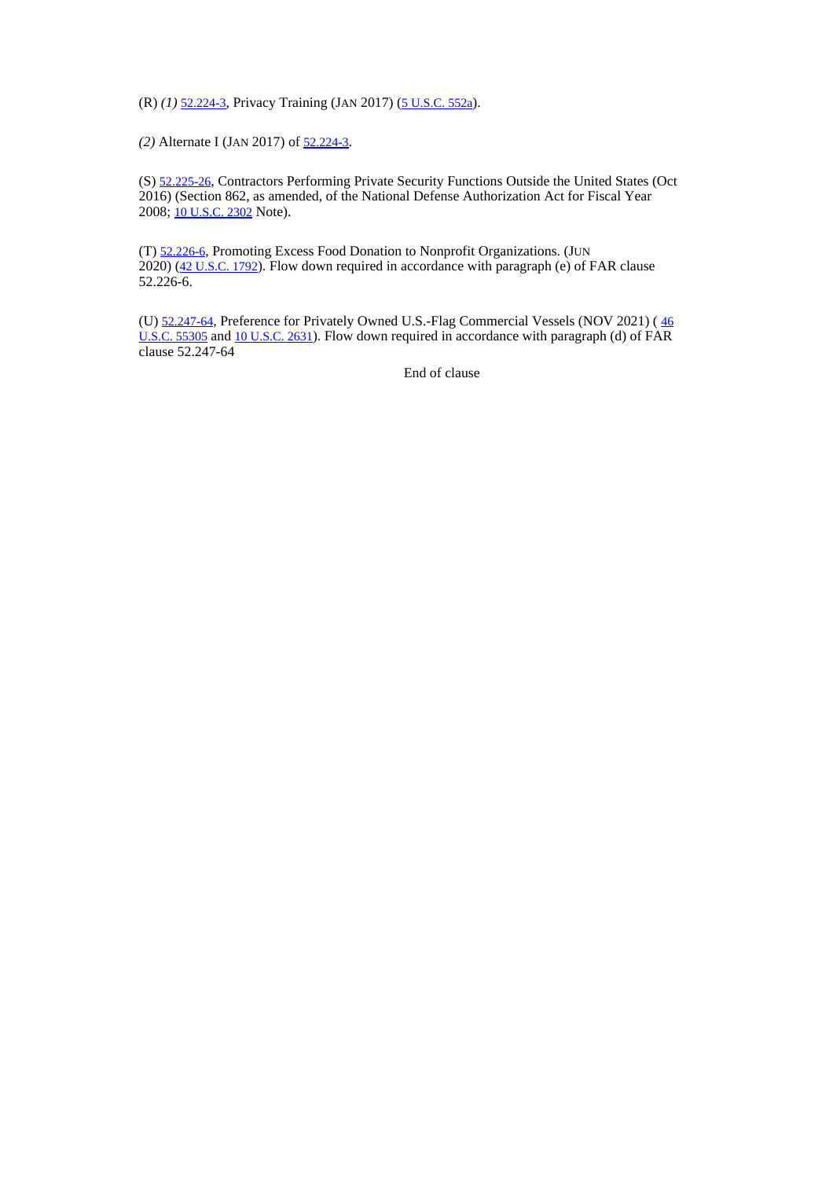(R) *(1)* 52.224-3, Privacy Training (JAN 2017) (5 U.S.C. 552a).

*(2)* Alternate I (JAN 2017) of 52.224-3.

(S) 52.225-26, Contractors Performing Private Security Functions Outside the United States (Oct 2016) (Section 862, as amended, of the National Defense Authorization Act for Fiscal Year 2008; 10 U.S.C. 2302 Note).

(T) 52.226-6, Promoting Excess Food Donation to Nonprofit Organizations. (JUN 2020) (42 U.S.C. 1792). Flow down required in accordance with paragraph (e) of FAR clause 52.226-6.

(U) 52.247-64, Preference for Privately Owned U.S.-Flag Commercial Vessels (NOV 2021) ( 46 U.S.C. 55305 and 10 U.S.C. 2631). Flow down required in accordance with paragraph (d) of FAR clause 52.247-64

End of clause